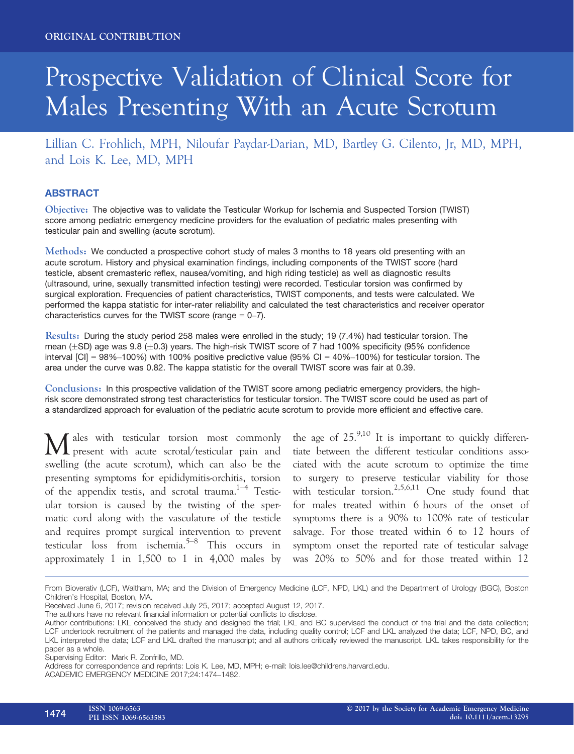ORIGINAL CONTRIBUTION

# Prospective Validation of Clinical Score for Males Presenting With an Acute Scrotum

Lillian C. Frohlich, MPH, Niloufar Paydar-Darian, MD, Bartley G. Cilento, Jr, MD, MPH, and Lois K. Lee, MD, MPH

## ABSTRACT

**Objective:** The objective was to validate the Testicular Workup for Ischemia and Suspected Torsion (TWIST) score among pediatric emergency medicine providers for the evaluation of pediatric males presenting with testicular pain and swelling (acute scrotum).

**Methods:** We conducted a prospective cohort study of males 3 months to 18 years old presenting with an acute scrotum. History and physical examination findings, including components of the TWIST score (hard testicle, absent cremasteric reflex, nausea/vomiting, and high riding testicle) as well as diagnostic results (ultrasound, urine, sexually transmitted infection testing) were recorded. Testicular torsion was confirmed by surgical exploration. Frequencies of patient characteristics, TWIST components, and tests were calculated. We performed the kappa statistic for inter-rater reliability and calculated the test characteristics and receiver operator characteristics curves for the TWIST score (range = 0–7).

**Results:** During the study period 258 males were enrolled in the study; 19 (7.4%) had testicular torsion. The mean (±SD) age was 9.8 (±0.3) years. The high-risk TWIST score of 7 had 100% specificity (95% confidence interval [CI] = 98%–100%) with 100% positive predictive value (95% CI = 40%–100%) for testicular torsion. The area under the curve was 0.82. The kappa statistic for the overall TWIST score was fair at 0.39.

**Conclusions:** In this prospective validation of the TWIST score among pediatric emergency providers, the high-risk score demonstrated strong test characteristics for testicular torsion. The TWIST score could be used as part of a standardized approach for evaluation of the pediatric acute scrotum to provide more efficient and effective care.

Males with testicular torsion most commonly present with acute scrotal/testicular pain and swelling (the acute scrotum), which can also be the presenting symptoms for epididymitis-orchitis, torsion of the appendix testis, and scrotal trauma.[1–4] Testicular torsion is caused by the twisting of the spermatic cord along with the vasculature of the testicle and requires prompt surgical intervention to prevent testicular loss from ischemia.[5–8] This occurs in approximately 1 in 1,500 to 1 in 4,000 males by the age of 25.[9,10] It is important to quickly differentiate between the different testicular conditions associated with the acute scrotum to optimize the time to surgery to preserve testicular viability for those with testicular torsion.[2,5,6,11] One study found that for males treated within 6 hours of the onset of symptoms there is a 90% to 100% rate of testicular salvage. For those treated within 6 to 12 hours of symptom onset the reported rate of testicular salvage was 20% to 50% and for those treated within 12

From Bioverativ (LCF), Waltham, MA; and the Division of Emergency Medicine (LCF, NPD, LKL) and the Department of Urology (BGC), Boston Children's Hospital, Boston, MA.

Received June 6, 2017; revision received July 25, 2017; accepted August 12, 2017.

The authors have no relevant financial information or potential conflicts to disclose.

Author contributions: LKL conceived the study and designed the trial; LKL and BC supervised the conduct of the trial and the data collection; LCF undertook recruitment of the patients and managed the data, including quality control; LCF and LKL analyzed the data; LCF, NPD, BC, and LKL interpreted the data; LCF and LKL drafted the manuscript; and all authors critically reviewed the manuscript. LKL takes responsibility for the paper as a whole.

Supervising Editor: Mark R. Zonfrillo, MD.

Address for correspondence and reprints: Lois K. Lee, MD, MPH; e-mail: lois.lee@childrens.harvard.edu.

ACADEMIC EMERGENCY MEDICINE 2017;24:1474–1482.

ISSN 1069-6563
PII ISSN 1069-6563583

© 2017 by the Society for Academic Emergency Medicine
doi: 10.1111/acem.13295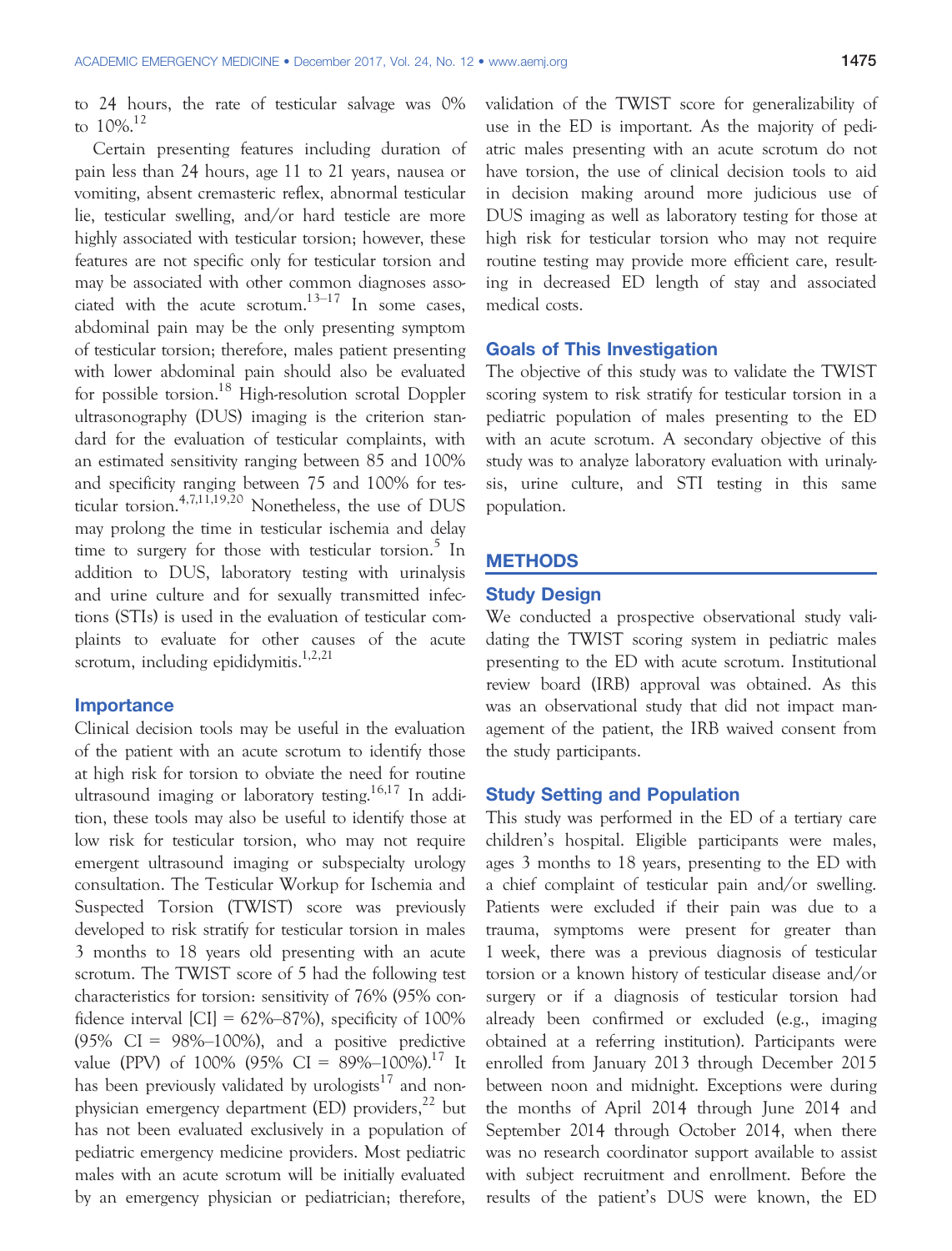to 24 hours, the rate of testicular salvage was 0% to 10%.[12]

Certain presenting features including duration of pain less than 24 hours, age 11 to 21 years, nausea or vomiting, absent cremasteric reflex, abnormal testicular lie, testicular swelling, and/or hard testicle are more highly associated with testicular torsion; however, these features are not specific only for testicular torsion and may be associated with other common diagnoses associated with the acute scrotum.[13–17] In some cases, abdominal pain may be the only presenting symptom of testicular torsion; therefore, males patient presenting with lower abdominal pain should also be evaluated for possible torsion.[18] High-resolution scrotal Doppler ultrasonography (DUS) imaging is the criterion standard for the evaluation of testicular complaints, with an estimated sensitivity ranging between 85 and 100% and specificity ranging between 75 and 100% for testicular torsion.[4,7,11,19,20] Nonetheless, the use of DUS may prolong the time in testicular ischemia and delay time to surgery for those with testicular torsion.[5] In addition to DUS, laboratory testing with urinalysis and urine culture and for sexually transmitted infections (STIs) is used in the evaluation of testicular complaints to evaluate for other causes of the acute scrotum, including epididymitis.[1,2,21]

## Importance

Clinical decision tools may be useful in the evaluation of the patient with an acute scrotum to identify those at high risk for torsion to obviate the need for routine ultrasound imaging or laboratory testing.[16,17] In addition, these tools may also be useful to identify those at low risk for testicular torsion, who may not require emergent ultrasound imaging or subspecialty urology consultation. The Testicular Workup for Ischemia and Suspected Torsion (TWIST) score was previously developed to risk stratify for testicular torsion in males 3 months to 18 years old presenting with an acute scrotum. The TWIST score of 5 had the following test characteristics for torsion: sensitivity of 76% (95% confidence interval [CI] = 62%–87%), specificity of 100% (95% CI = 98%–100%), and a positive predictive value (PPV) of 100% (95% CI = 89%–100%).[17] It has been previously validated by urologists[17] and nonphysician emergency department (ED) providers,[22] but has not been evaluated exclusively in a population of pediatric emergency medicine providers. Most pediatric males with an acute scrotum will be initially evaluated by an emergency physician or pediatrician; therefore, validation of the TWIST score for generalizability of use in the ED is important. As the majority of pediatric males presenting with an acute scrotum do not have torsion, the use of clinical decision tools to aid in decision making around more judicious use of DUS imaging as well as laboratory testing for those at high risk for testicular torsion who may not require routine testing may provide more efficient care, resulting in decreased ED length of stay and associated medical costs.

## Goals of This Investigation

The objective of this study was to validate the TWIST scoring system to risk stratify for testicular torsion in a pediatric population of males presenting to the ED with an acute scrotum. A secondary objective of this study was to analyze laboratory evaluation with urinalysis, urine culture, and STI testing in this same population.

# METHODS

## Study Design

We conducted a prospective observational study validating the TWIST scoring system in pediatric males presenting to the ED with acute scrotum. Institutional review board (IRB) approval was obtained. As this was an observational study that did not impact management of the patient, the IRB waived consent from the study participants.

## Study Setting and Population

This study was performed in the ED of a tertiary care children's hospital. Eligible participants were males, ages 3 months to 18 years, presenting to the ED with a chief complaint of testicular pain and/or swelling. Patients were excluded if their pain was due to a trauma, symptoms were present for greater than 1 week, there was a previous diagnosis of testicular torsion or a known history of testicular disease and/or surgery or if a diagnosis of testicular torsion had already been confirmed or excluded (e.g., imaging obtained at a referring institution). Participants were enrolled from January 2013 through December 2015 between noon and midnight. Exceptions were during the months of April 2014 through June 2014 and September 2014 through October 2014, when there was no research coordinator support available to assist with subject recruitment and enrollment. Before the results of the patient's DUS were known, the ED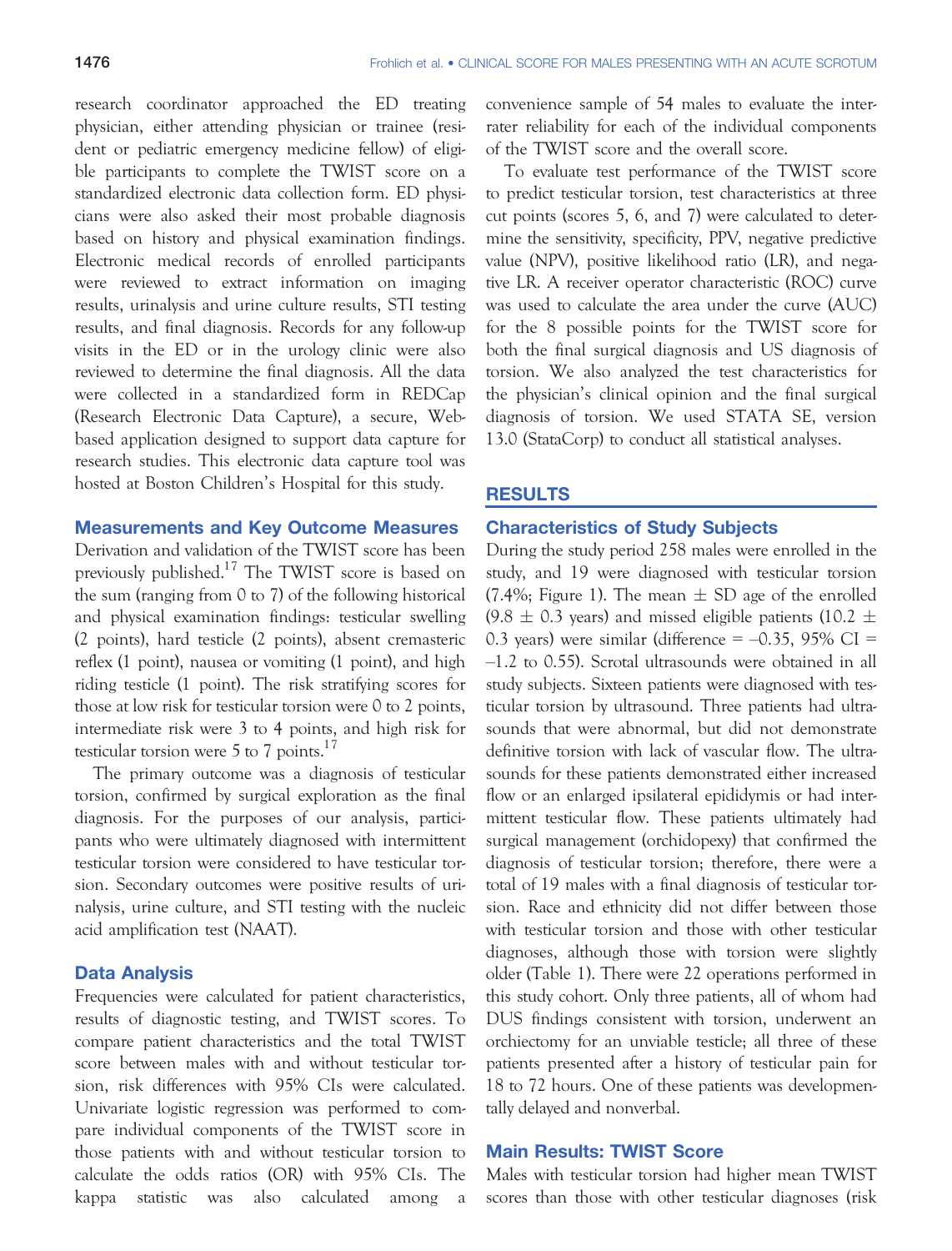research coordinator approached the ED treating physician, either attending physician or trainee (resident or pediatric emergency medicine fellow) of eligible participants to complete the TWIST score on a standardized electronic data collection form. ED physicians were also asked their most probable diagnosis based on history and physical examination findings. Electronic medical records of enrolled participants were reviewed to extract information on imaging results, urinalysis and urine culture results, STI testing results, and final diagnosis. Records for any follow-up visits in the ED or in the urology clinic were also reviewed to determine the final diagnosis. All the data were collected in a standardized form in REDCap (Research Electronic Data Capture), a secure, Web-based application designed to support data capture for research studies. This electronic data capture tool was hosted at Boston Children's Hospital for this study.

### Measurements and Key Outcome Measures

Derivation and validation of the TWIST score has been previously published.[17] The TWIST score is based on the sum (ranging from 0 to 7) of the following historical and physical examination findings: testicular swelling (2 points), hard testicle (2 points), absent cremasteric reflex (1 point), nausea or vomiting (1 point), and high riding testicle (1 point). The risk stratifying scores for those at low risk for testicular torsion were 0 to 2 points, intermediate risk were 3 to 4 points, and high risk for testicular torsion were 5 to 7 points.[17]

The primary outcome was a diagnosis of testicular torsion, confirmed by surgical exploration as the final diagnosis. For the purposes of our analysis, participants who were ultimately diagnosed with intermittent testicular torsion were considered to have testicular torsion. Secondary outcomes were positive results of urinalysis, urine culture, and STI testing with the nucleic acid amplification test (NAAT).

### Data Analysis

Frequencies were calculated for patient characteristics, results of diagnostic testing, and TWIST scores. To compare patient characteristics and the total TWIST score between males with and without testicular torsion, risk differences with 95% CIs were calculated. Univariate logistic regression was performed to compare individual components of the TWIST score in those patients with and without testicular torsion to calculate the odds ratios (OR) with 95% CIs. The kappa statistic was also calculated among a convenience sample of 54 males to evaluate the inter-rater reliability for each of the individual components of the TWIST score and the overall score.

To evaluate test performance of the TWIST score to predict testicular torsion, test characteristics at three cut points (scores 5, 6, and 7) were calculated to determine the sensitivity, specificity, PPV, negative predictive value (NPV), positive likelihood ratio (LR), and negative LR. A receiver operator characteristic (ROC) curve was used to calculate the area under the curve (AUC) for the 8 possible points for the TWIST score for both the final surgical diagnosis and US diagnosis of torsion. We also analyzed the test characteristics for the physician's clinical opinion and the final surgical diagnosis of torsion. We used STATA SE, version 13.0 (StataCorp) to conduct all statistical analyses.

## RESULTS

### Characteristics of Study Subjects

During the study period 258 males were enrolled in the study, and 19 were diagnosed with testicular torsion (7.4%; Figure 1). The mean ± SD age of the enrolled (9.8 ± 0.3 years) and missed eligible patients (10.2 ± 0.3 years) were similar (difference = –0.35, 95% CI = –1.2 to 0.55). Scrotal ultrasounds were obtained in all study subjects. Sixteen patients were diagnosed with testicular torsion by ultrasound. Three patients had ultrasounds that were abnormal, but did not demonstrate definitive torsion with lack of vascular flow. The ultrasounds for these patients demonstrated either increased flow or an enlarged ipsilateral epididymis or had intermittent testicular flow. These patients ultimately had surgical management (orchidopexy) that confirmed the diagnosis of testicular torsion; therefore, there were a total of 19 males with a final diagnosis of testicular torsion. Race and ethnicity did not differ between those with testicular torsion and those with other testicular diagnoses, although those with torsion were slightly older (Table 1). There were 22 operations performed in this study cohort. Only three patients, all of whom had DUS findings consistent with torsion, underwent an orchiectomy for an unviable testicle; all three of these patients presented after a history of testicular pain for 18 to 72 hours. One of these patients was developmentally delayed and nonverbal.

### Main Results: TWIST Score

Males with testicular torsion had higher mean TWIST scores than those with other testicular diagnoses (risk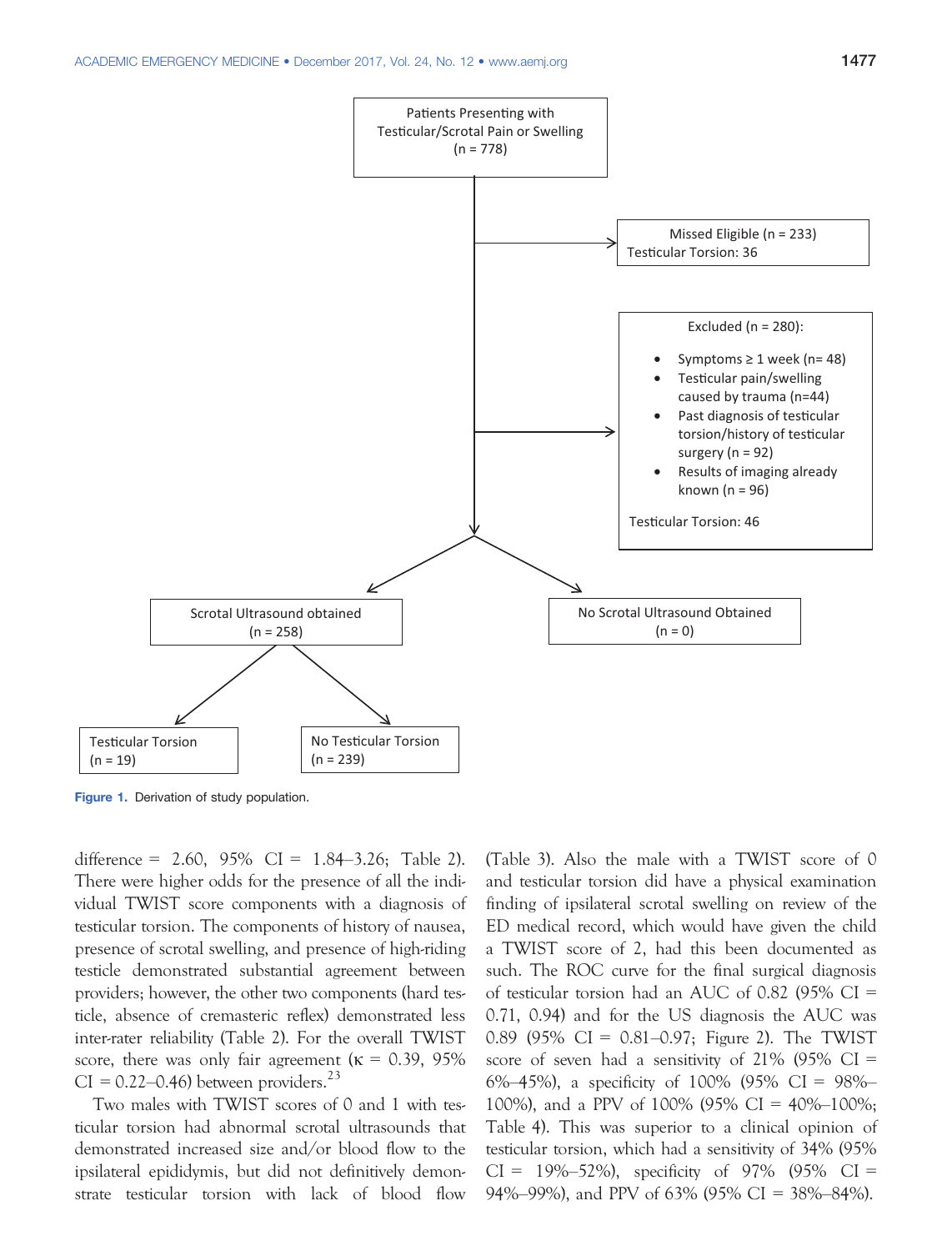Patients Presenting with Testicular/Scrotal Pain or Swelling (n = 778)

Missed Eligible (n = 233)
Testicular Torsion: 36

Excluded (n = 280):

- Symptoms ≥ 1 week (n= 48)
- Testicular pain/swelling caused by trauma (n=44)
- Past diagnosis of testicular torsion/history of testicular surgery (n = 92)
- Results of imaging already known (n = 96)

Testicular Torsion: 46

Scrotal Ultrasound obtained (n = 258)

No Scrotal Ultrasound Obtained (n = 0)

Testicular Torsion (n = 19)

No Testicular Torsion (n = 239)

**Figure 1.** Derivation of study population.

difference = 2.60, 95% CI = 1.84–3.26; Table 2). There were higher odds for the presence of all the individual TWIST score components with a diagnosis of testicular torsion. The components of history of nausea, presence of scrotal swelling, and presence of high-riding testicle demonstrated substantial agreement between providers; however, the other two components (hard testicle, absence of cremasteric reflex) demonstrated less inter-rater reliability (Table 2). For the overall TWIST score, there was only fair agreement (κ = 0.39, 95% CI = 0.22–0.46) between providers.[23]

Two males with TWIST scores of 0 and 1 with testicular torsion had abnormal scrotal ultrasounds that demonstrated increased size and/or blood flow to the ipsilateral epididymis, but did not definitively demonstrate testicular torsion with lack of blood flow (Table 3). Also the male with a TWIST score of 0 and testicular torsion did have a physical examination finding of ipsilateral scrotal swelling on review of the ED medical record, which would have given the child a TWIST score of 2, had this been documented as such. The ROC curve for the final surgical diagnosis of testicular torsion had an AUC of 0.82 (95% CI = 0.71, 0.94) and for the US diagnosis the AUC was 0.89 (95% CI = 0.81–0.97; Figure 2). The TWIST score of seven had a sensitivity of 21% (95% CI = 6%–45%), a specificity of 100% (95% CI = 98%–100%), and a PPV of 100% (95% CI = 40%–100%; Table 4). This was superior to a clinical opinion of testicular torsion, which had a sensitivity of 34% (95% CI = 19%–52%), specificity of 97% (95% CI = 94%–99%), and PPV of 63% (95% CI = 38%–84%).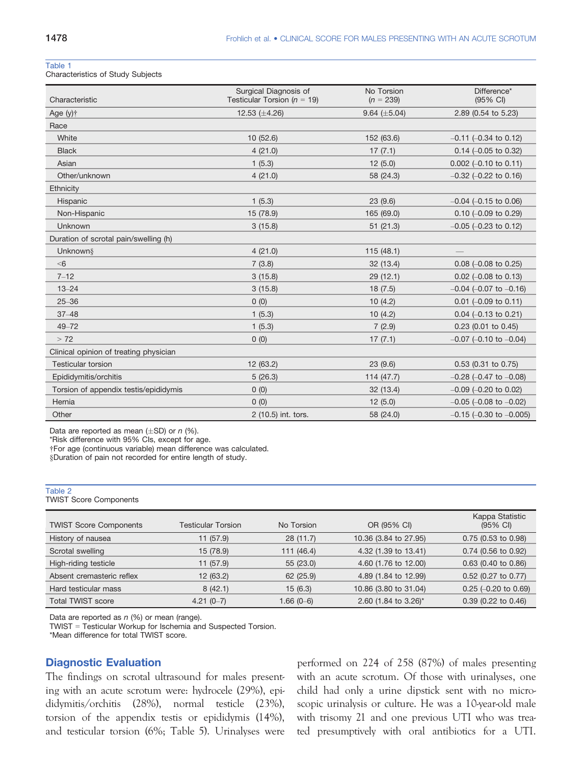Table 1
Characteristics of Study Subjects

| Characteristic | Surgical Diagnosis of Testicular Torsion (*n* = 19) | No Torsion (*n* = 239) | Difference* (95% CI) |
|---|---|---|---|
| Age (y)† | 12.53 (±4.26) | 9.64 (±5.04) | 2.89 (0.54 to 5.23) |
| Race | | | |
| White | 10 (52.6) | 152 (63.6) | –0.11 (–0.34 to 0.12) |
| Black | 4 (21.0) | 17 (7.1) | 0.14 (–0.05 to 0.32) |
| Asian | 1 (5.3) | 12 (5.0) | 0.002 (–0.10 to 0.11) |
| Other/unknown | 4 (21.0) | 58 (24.3) | –0.32 (–0.22 to 0.16) |
| Ethnicity | | | |
| Hispanic | 1 (5.3) | 23 (9.6) | –0.04 (–0.15 to 0.06) |
| Non-Hispanic | 15 (78.9) | 165 (69.0) | 0.10 (–0.09 to 0.29) |
| Unknown | 3 (15.8) | 51 (21.3) | –0.05 (–0.23 to 0.12) |
| Duration of scrotal pain/swelling (h) | | | |
| Unknown§ | 4 (21.0) | 115 (48.1) | — |
| <6 | 7 (3.8) | 32 (13.4) | 0.08 (–0.08 to 0.25) |
| 7–12 | 3 (15.8) | 29 (12.1) | 0.02 (–0.08 to 0.13) |
| 13–24 | 3 (15.8) | 18 (7.5) | –0.04 (–0.07 to –0.16) |
| 25–36 | 0 (0) | 10 (4.2) | 0.01 (–0.09 to 0.11) |
| 37–48 | 1 (5.3) | 10 (4.2) | 0.04 (–0.13 to 0.21) |
| 49–72 | 1 (5.3) | 7 (2.9) | 0.23 (0.01 to 0.45) |
| > 72 | 0 (0) | 17 (7.1) | –0.07 (–0.10 to –0.04) |
| Clinical opinion of treating physician | | | |
| Testicular torsion | 12 (63.2) | 23 (9.6) | 0.53 (0.31 to 0.75) |
| Epididymitis/orchitis | 5 (26.3) | 114 (47.7) | –0.28 (–0.47 to –0.08) |
| Torsion of appendix testis/epididymis | 0 (0) | 32 (13.4) | –0.09 (–0.20 to 0.02) |
| Hernia | 0 (0) | 12 (5.0) | –0.05 (–0.08 to –0.02) |
| Other | 2 (10.5) int. tors. | 58 (24.0) | –0.15 (–0.30 to –0.005) |

Data are reported as mean (±SD) or *n* (%).
*Risk difference with 95% CIs, except for age.
†For age (continuous variable) mean difference was calculated.
§Duration of pain not recorded for entire length of study.

Table 2
TWIST Score Components

| TWIST Score Components | Testicular Torsion | No Torsion | OR (95% CI) | Kappa Statistic (95% CI) |
|---|---|---|---|---|
| History of nausea | 11 (57.9) | 28 (11.7) | 10.36 (3.84 to 27.95) | 0.75 (0.53 to 0.98) |
| Scrotal swelling | 15 (78.9) | 111 (46.4) | 4.32 (1.39 to 13.41) | 0.74 (0.56 to 0.92) |
| High-riding testicle | 11 (57.9) | 55 (23.0) | 4.60 (1.76 to 12.00) | 0.63 (0.40 to 0.86) |
| Absent cremasteric reflex | 12 (63.2) | 62 (25.9) | 4.89 (1.84 to 12.99) | 0.52 (0.27 to 0.77) |
| Hard testicular mass | 8 (42.1) | 15 (6.3) | 10.86 (3.80 to 31.04) | 0.25 (–0.20 to 0.69) |
| Total TWIST score | 4.21 (0–7) | 1.66 (0–6) | 2.60 (1.84 to 3.26)* | 0.39 (0.22 to 0.46) |

Data are reported as *n* (%) or mean (range).
TWIST = Testicular Workup for Ischemia and Suspected Torsion.
*Mean difference for total TWIST score.

## Diagnostic Evaluation

The findings on scrotal ultrasound for males presenting with an acute scrotum were: hydrocele (29%), epididymitis/orchitis (28%), normal testicle (23%), torsion of the appendix testis or epididymis (14%), and testicular torsion (6%; Table 5). Urinalyses were performed on 224 of 258 (87%) of males presenting with an acute scrotum. Of those with urinalyses, one child had only a urine dipstick sent with no microscopic urinalysis or culture. He was a 10-year-old male with trisomy 21 and one previous UTI who was treated presumptively with oral antibiotics for a UTI.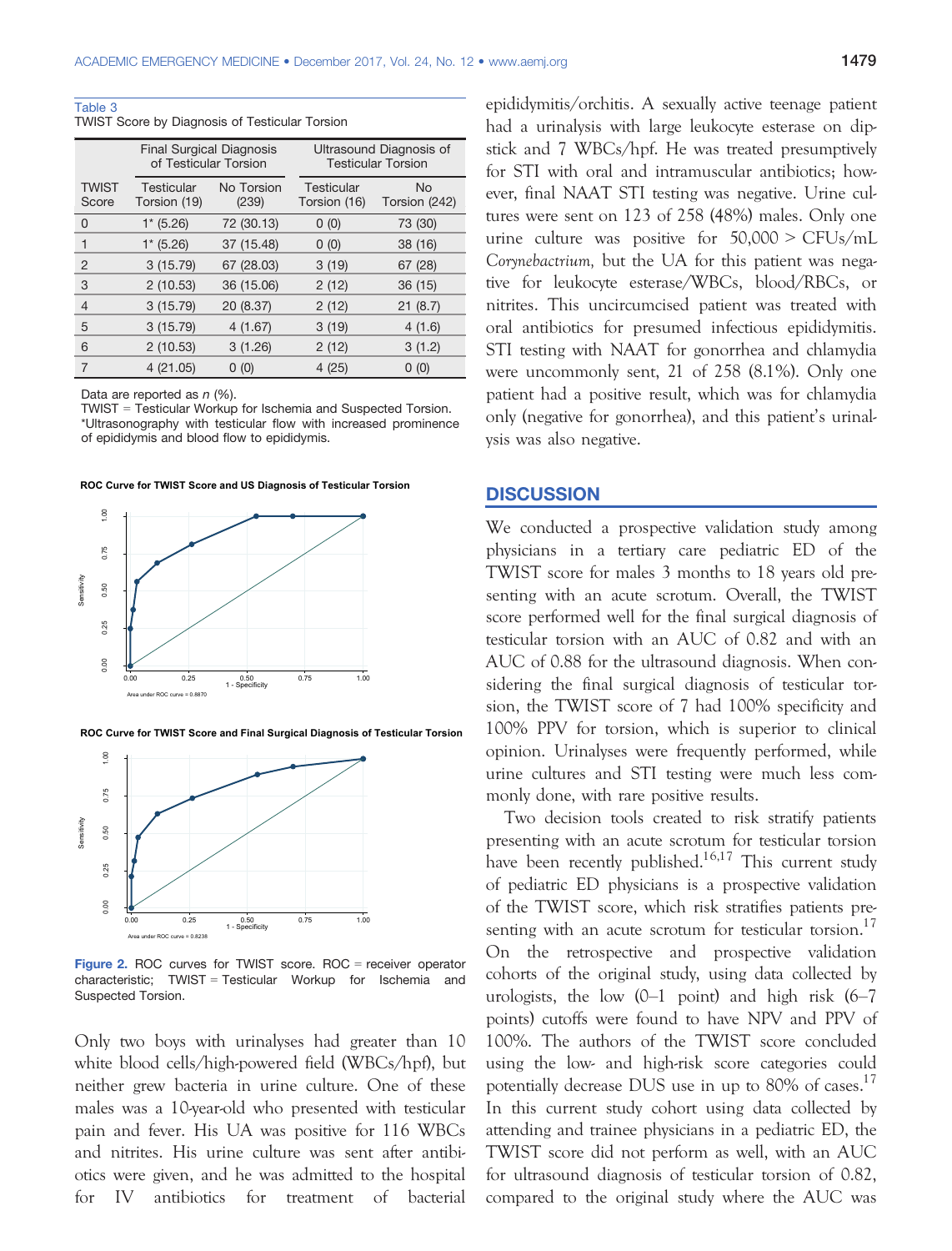Table 3
TWIST Score by Diagnosis of Testicular Torsion

| | Final Surgical Diagnosis of Testicular Torsion | | Ultrasound Diagnosis of Testicular Torsion | |
|---|---|---|---|---|
| TWIST Score | Testicular Torsion (19) | No Torsion (239) | Testicular Torsion (16) | No Torsion (242) |
| 0 | 1* (5.26) | 72 (30.13) | 0 (0) | 73 (30) |
| 1 | 1* (5.26) | 37 (15.48) | 0 (0) | 38 (16) |
| 2 | 3 (15.79) | 67 (28.03) | 3 (19) | 67 (28) |
| 3 | 2 (10.53) | 36 (15.06) | 2 (12) | 36 (15) |
| 4 | 3 (15.79) | 20 (8.37) | 2 (12) | 21 (8.7) |
| 5 | 3 (15.79) | 4 (1.67) | 3 (19) | 4 (1.6) |
| 6 | 2 (10.53) | 3 (1.26) | 2 (12) | 3 (1.2) |
| 7 | 4 (21.05) | 0 (0) | 4 (25) | 0 (0) |

Data are reported as $n$ (%).
TWIST = Testicular Workup for Ischemia and Suspected Torsion.
*Ultrasonography with testicular flow with increased prominence of epididymis and blood flow to epididymis.

ROC Curve for TWIST Score and US Diagnosis of Testicular Torsion

Area under ROC curve = 0.8870

ROC Curve for TWIST Score and Final Surgical Diagnosis of Testicular Torsion

Area under ROC curve = 0.8238

**Figure 2.** ROC curves for TWIST score. ROC = receiver operator characteristic; TWIST = Testicular Workup for Ischemia and Suspected Torsion.

Only two boys with urinalyses had greater than 10 white blood cells/high-powered field (WBCs/hpf), but neither grew bacteria in urine culture. One of these males was a 10-year-old who presented with testicular pain and fever. His UA was positive for 116 WBCs and nitrites. His urine culture was sent after antibiotics were given, and he was admitted to the hospital for IV antibiotics for treatment of bacterial epididymitis/orchitis. A sexually active teenage patient had a urinalysis with large leukocyte esterase on dipstick and 7 WBCs/hpf. He was treated presumptively for STI with oral and intramuscular antibiotics; however, final NAAT STI testing was negative. Urine cultures were sent on 123 of 258 (48%) males. Only one urine culture was positive for 50,000 > CFUs/mL *Corynebacterium*, but the UA for this patient was negative for leukocyte esterase/WBCs, blood/RBCs, or nitrites. This uncircumcised patient was treated with oral antibiotics for presumed infectious epididymitis. STI testing with NAAT for gonorrhea and chlamydia were uncommonly sent, 21 of 258 (8.1%). Only one patient had a positive result, which was for chlamydia only (negative for gonorrhea), and this patient's urinalysis was also negative.

## DISCUSSION

We conducted a prospective validation study among physicians in a tertiary care pediatric ED of the TWIST score for males 3 months to 18 years old presenting with an acute scrotum. Overall, the TWIST score performed well for the final surgical diagnosis of testicular torsion with an AUC of 0.82 and with an AUC of 0.88 for the ultrasound diagnosis. When considering the final surgical diagnosis of testicular torsion, the TWIST score of 7 had 100% specificity and 100% PPV for torsion, which is superior to clinical opinion. Urinalyses were frequently performed, while urine cultures and STI testing were much less commonly done, with rare positive results.

Two decision tools created to risk stratify patients presenting with an acute scrotum for testicular torsion have been recently published.[16,17] This current study of pediatric ED physicians is a prospective validation of the TWIST score, which risk stratifies patients presenting with an acute scrotum for testicular torsion.[17] On the retrospective and prospective validation cohorts of the original study, using data collected by urologists, the low (0–1 point) and high risk (6–7 points) cutoffs were found to have NPV and PPV of 100%. The authors of the TWIST score concluded using the low- and high-risk score categories could potentially decrease DUS use in up to 80% of cases.[17] In this current study cohort using data collected by attending and trainee physicians in a pediatric ED, the TWIST score did not perform as well, with an AUC for ultrasound diagnosis of testicular torsion of 0.82, compared to the original study where the AUC was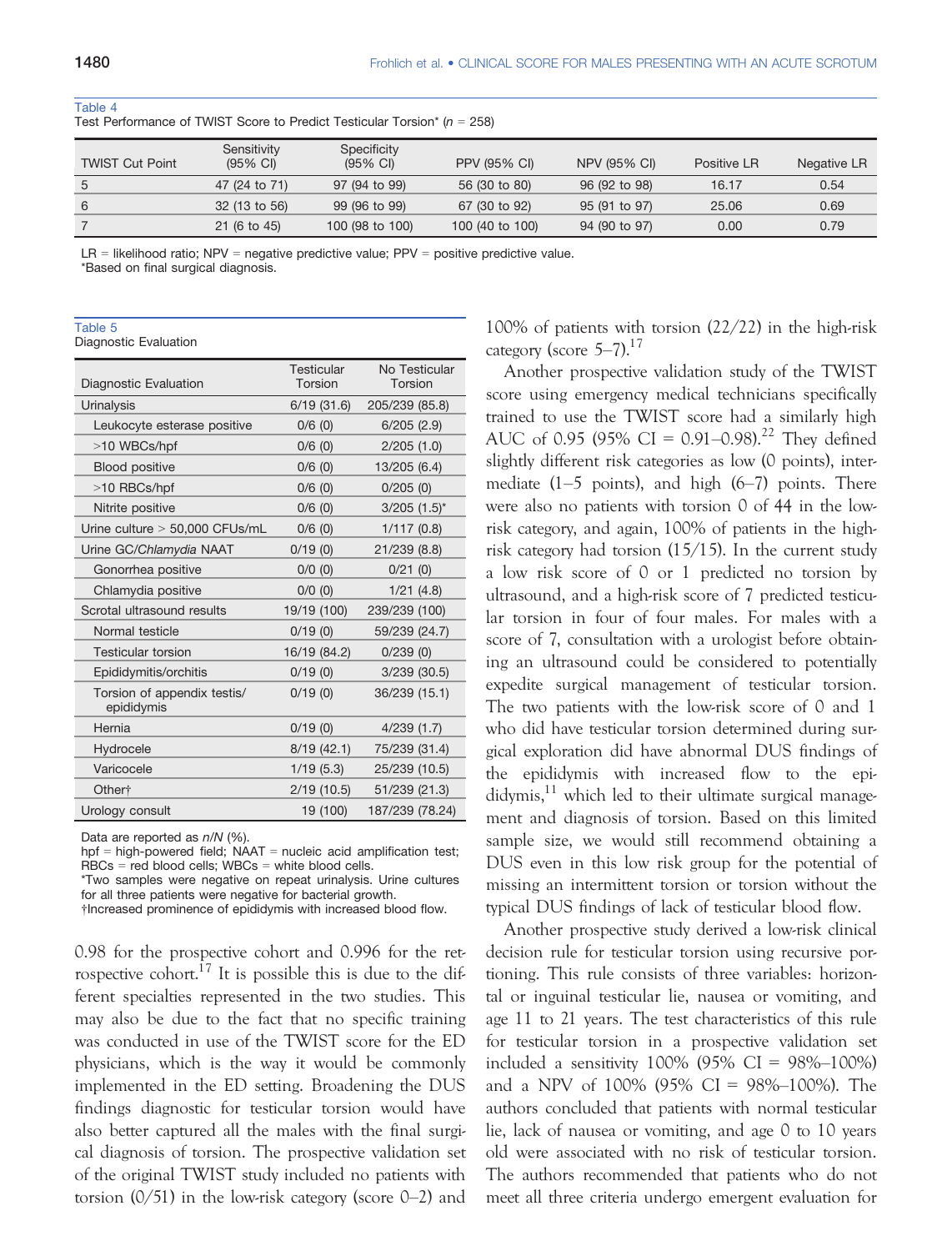Table 4
Test Performance of TWIST Score to Predict Testicular Torsion* (n = 258)

| TWIST Cut Point | Sensitivity (95% CI) | Specificity (95% CI) | PPV (95% CI) | NPV (95% CI) | Positive LR | Negative LR |
|---|---|---|---|---|---|---|
| 5 | 47 (24 to 71) | 97 (94 to 99) | 56 (30 to 80) | 96 (92 to 98) | 16.17 | 0.54 |
| 6 | 32 (13 to 56) | 99 (96 to 99) | 67 (30 to 92) | 95 (91 to 97) | 25.06 | 0.69 |
| 7 | 21 (6 to 45) | 100 (98 to 100) | 100 (40 to 100) | 94 (90 to 97) | 0.00 | 0.79 |

LR = likelihood ratio; NPV = negative predictive value; PPV = positive predictive value.
*Based on final surgical diagnosis.

Table 5
Diagnostic Evaluation

| Diagnostic Evaluation | Testicular Torsion | No Testicular Torsion |
|---|---|---|
| Urinalysis | 6/19 (31.6) | 205/239 (85.8) |
| Leukocyte esterase positive | 0/6 (0) | 6/205 (2.9) |
| >10 WBCs/hpf | 0/6 (0) | 2/205 (1.0) |
| Blood positive | 0/6 (0) | 13/205 (6.4) |
| >10 RBCs/hpf | 0/6 (0) | 0/205 (0) |
| Nitrite positive | 0/6 (0) | 3/205 (1.5)* |
| Urine culture > 50,000 CFUs/mL | 0/6 (0) | 1/117 (0.8) |
| Urine GC/*Chlamydia* NAAT | 0/19 (0) | 21/239 (8.8) |
| Gonorrhea positive | 0/0 (0) | 0/21 (0) |
| Chlamydia positive | 0/0 (0) | 1/21 (4.8) |
| Scrotal ultrasound results | 19/19 (100) | 239/239 (100) |
| Normal testicle | 0/19 (0) | 59/239 (24.7) |
| Testicular torsion | 16/19 (84.2) | 0/239 (0) |
| Epididymitis/orchitis | 0/19 (0) | 3/239 (30.5) |
| Torsion of appendix testis/ epididymis | 0/19 (0) | 36/239 (15.1) |
| Hernia | 0/19 (0) | 4/239 (1.7) |
| Hydrocele | 8/19 (42.1) | 75/239 (31.4) |
| Varicocele | 1/19 (5.3) | 25/239 (10.5) |
| Other† | 2/19 (10.5) | 51/239 (21.3) |
| Urology consult | 19 (100) | 187/239 (78.24) |

Data are reported as n/N (%).
hpf = high-powered field; NAAT = nucleic acid amplification test; RBCs = red blood cells; WBCs = white blood cells.
*Two samples were negative on repeat urinalysis. Urine cultures for all three patients were negative for bacterial growth.
†Increased prominence of epididymis with increased blood flow.

0.98 for the prospective cohort and 0.996 for the retrospective cohort.[17] It is possible this is due to the different specialties represented in the two studies. This may also be due to the fact that no specific training was conducted in use of the TWIST score for the ED physicians, which is the way it would be commonly implemented in the ED setting. Broadening the DUS findings diagnostic for testicular torsion would have also better captured all the males with the final surgical diagnosis of torsion. The prospective validation set of the original TWIST study included no patients with torsion (0/51) in the low-risk category (score 0–2) and 100% of patients with torsion (22/22) in the high-risk category (score 5–7).[17]

Another prospective validation study of the TWIST score using emergency medical technicians specifically trained to use the TWIST score had a similarly high AUC of 0.95 (95% CI = 0.91–0.98).[22] They defined slightly different risk categories as low (0 points), intermediate (1–5 points), and high (6–7) points. There were also no patients with torsion 0 of 44 in the low-risk category, and again, 100% of patients in the high-risk category had torsion (15/15). In the current study a low risk score of 0 or 1 predicted no torsion by ultrasound, and a high-risk score of 7 predicted testicular torsion in four of four males. For males with a score of 7, consultation with a urologist before obtaining an ultrasound could be considered to potentially expedite surgical management of testicular torsion. The two patients with the low-risk score of 0 and 1 who did have testicular torsion determined during surgical exploration did have abnormal DUS findings of the epididymis with increased flow to the epididymis,[11] which led to their ultimate surgical management and diagnosis of torsion. Based on this limited sample size, we would still recommend obtaining a DUS even in this low risk group for the potential of missing an intermittent torsion or torsion without the typical DUS findings of lack of testicular blood flow.

Another prospective study derived a low-risk clinical decision rule for testicular torsion using recursive portioning. This rule consists of three variables: horizontal or inguinal testicular lie, nausea or vomiting, and age 11 to 21 years. The test characteristics of this rule for testicular torsion in a prospective validation set included a sensitivity 100% (95% CI = 98%–100%) and a NPV of 100% (95% CI = 98%–100%). The authors concluded that patients with normal testicular lie, lack of nausea or vomiting, and age 0 to 10 years old were associated with no risk of testicular torsion. The authors recommended that patients who do not meet all three criteria undergo emergent evaluation for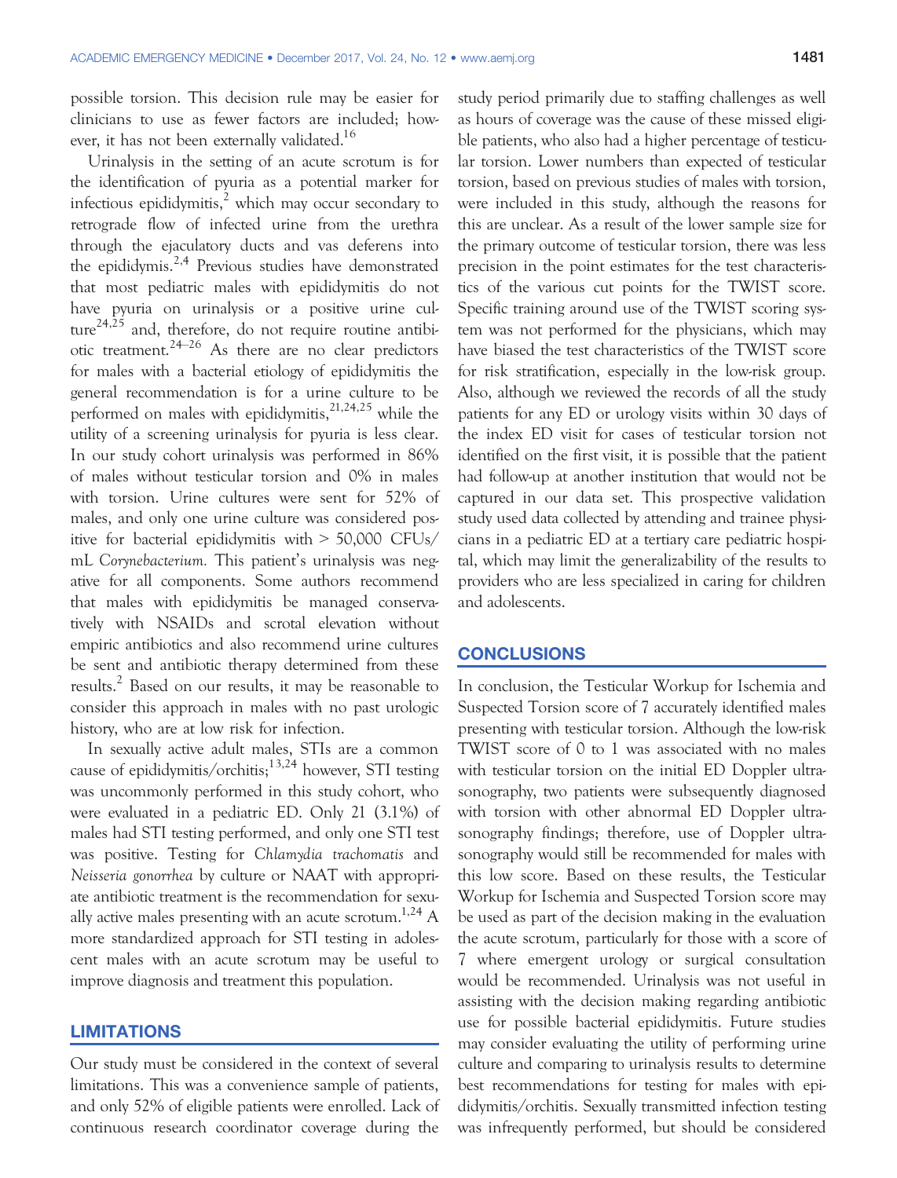possible torsion. This decision rule may be easier for clinicians to use as fewer factors are included; however, it has not been externally validated.[16]

Urinalysis in the setting of an acute scrotum is for the identification of pyuria as a potential marker for infectious epididymitis,[2] which may occur secondary to retrograde flow of infected urine from the urethra through the ejaculatory ducts and vas deferens into the epididymis.[2,4] Previous studies have demonstrated that most pediatric males with epididymitis do not have pyuria on urinalysis or a positive urine culture[24,25] and, therefore, do not require routine antibiotic treatment.[24–26] As there are no clear predictors for males with a bacterial etiology of epididymitis the general recommendation is for a urine culture to be performed on males with epididymitis,[21,24,25] while the utility of a screening urinalysis for pyuria is less clear. In our study cohort urinalysis was performed in 86% of males without testicular torsion and 0% in males with torsion. Urine cultures were sent for 52% of males, and only one urine culture was considered positive for bacterial epididymitis with > 50,000 CFUs/mL *Corynebacterium*. This patient's urinalysis was negative for all components. Some authors recommend that males with epididymitis be managed conservatively with NSAIDs and scrotal elevation without empiric antibiotics and also recommend urine cultures be sent and antibiotic therapy determined from these results.[2] Based on our results, it may be reasonable to consider this approach in males with no past urologic history, who are at low risk for infection.

In sexually active adult males, STIs are a common cause of epididymitis/orchitis;[13,24] however, STI testing was uncommonly performed in this study cohort, who were evaluated in a pediatric ED. Only 21 (3.1%) of males had STI testing performed, and only one STI test was positive. Testing for *Chlamydia trachomatis* and *Neisseria gonorrhea* by culture or NAAT with appropriate antibiotic treatment is the recommendation for sexually active males presenting with an acute scrotum.[1,24] A more standardized approach for STI testing in adolescent males with an acute scrotum may be useful to improve diagnosis and treatment this population.

## LIMITATIONS

Our study must be considered in the context of several limitations. This was a convenience sample of patients, and only 52% of eligible patients were enrolled. Lack of continuous research coordinator coverage during the study period primarily due to staffing challenges as well as hours of coverage was the cause of these missed eligible patients, who also had a higher percentage of testicular torsion. Lower numbers than expected of testicular torsion, based on previous studies of males with torsion, were included in this study, although the reasons for this are unclear. As a result of the lower sample size for the primary outcome of testicular torsion, there was less precision in the point estimates for the test characteristics of the various cut points for the TWIST score. Specific training around use of the TWIST scoring system was not performed for the physicians, which may have biased the test characteristics of the TWIST score for risk stratification, especially in the low-risk group. Also, although we reviewed the records of all the study patients for any ED or urology visits within 30 days of the index ED visit for cases of testicular torsion not identified on the first visit, it is possible that the patient had follow-up at another institution that would not be captured in our data set. This prospective validation study used data collected by attending and trainee physicians in a pediatric ED at a tertiary care pediatric hospital, which may limit the generalizability of the results to providers who are less specialized in caring for children and adolescents.

## CONCLUSIONS

In conclusion, the Testicular Workup for Ischemia and Suspected Torsion score of 7 accurately identified males presenting with testicular torsion. Although the low-risk TWIST score of 0 to 1 was associated with no males with testicular torsion on the initial ED Doppler ultrasonography, two patients were subsequently diagnosed with torsion with other abnormal ED Doppler ultrasonography findings; therefore, use of Doppler ultrasonography would still be recommended for males with this low score. Based on these results, the Testicular Workup for Ischemia and Suspected Torsion score may be used as part of the decision making in the evaluation the acute scrotum, particularly for those with a score of 7 where emergent urology or surgical consultation would be recommended. Urinalysis was not useful in assisting with the decision making regarding antibiotic use for possible bacterial epididymitis. Future studies may consider evaluating the utility of performing urine culture and comparing to urinalysis results to determine best recommendations for testing for males with epididymitis/orchitis. Sexually transmitted infection testing was infrequently performed, but should be considered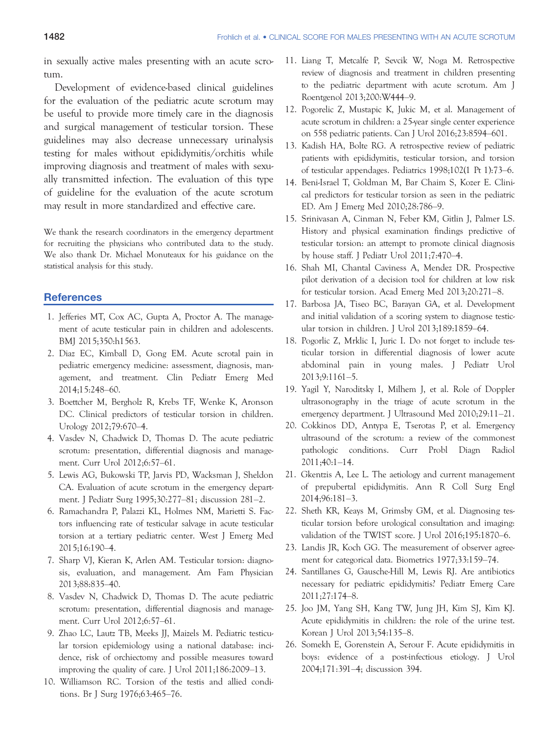in sexually active males presenting with an acute scrotum.

Development of evidence-based clinical guidelines for the evaluation of the pediatric acute scrotum may be useful to provide more timely care in the diagnosis and surgical management of testicular torsion. These guidelines may also decrease unnecessary urinalysis testing for males without epididymitis/orchitis while improving diagnosis and treatment of males with sexually transmitted infection. The evaluation of this type of guideline for the evaluation of the acute scrotum may result in more standardized and effective care.

We thank the research coordinators in the emergency department for recruiting the physicians who contributed data to the study. We also thank Dr. Michael Monuteaux for his guidance on the statistical analysis for this study.

## References

1. Jefferies MT, Cox AC, Gupta A, Proctor A. The management of acute testicular pain in children and adolescents. BMJ 2015;350:h1563.
2. Diaz EC, Kimball D, Gong EM. Acute scrotal pain in pediatric emergency medicine: assessment, diagnosis, management, and treatment. Clin Pediatr Emerg Med 2014;15:248–60.
3. Boettcher M, Bergholz R, Krebs TF, Wenke K, Aronson DC. Clinical predictors of testicular torsion in children. Urology 2012;79:670–4.
4. Vasdev N, Chadwick D, Thomas D. The acute pediatric scrotum: presentation, differential diagnosis and management. Curr Urol 2012;6:57–61.
5. Lewis AG, Bukowski TP, Jarvis PD, Wacksman J, Sheldon CA. Evaluation of acute scrotum in the emergency department. J Pediatr Surg 1995;30:277–81; discussion 281–2.
6. Ramachandra P, Palazzi KL, Holmes NM, Marietti S. Factors influencing rate of testicular salvage in acute testicular torsion at a tertiary pediatric center. West J Emerg Med 2015;16:190–4.
7. Sharp VJ, Kieran K, Arlen AM. Testicular torsion: diagnosis, evaluation, and management. Am Fam Physician 2013;88:835–40.
8. Vasdev N, Chadwick D, Thomas D. The acute pediatric scrotum: presentation, differential diagnosis and management. Curr Urol 2012;6:57–61.
9. Zhao LC, Lautz TB, Meeks JJ, Maizels M. Pediatric testicular torsion epidemiology using a national database: incidence, risk of orchiectomy and possible measures toward improving the quality of care. J Urol 2011;186:2009–13.
10. Williamson RC. Torsion of the testis and allied conditions. Br J Surg 1976;63:465–76.
11. Liang T, Metcalfe P, Sevcik W, Noga M. Retrospective review of diagnosis and treatment in children presenting to the pediatric department with acute scrotum. Am J Roentgenol 2013;200:W444–9.
12. Pogorelic Z, Mustapic K, Jukic M, et al. Management of acute scrotum in children: a 25-year single center experience on 558 pediatric patients. Can J Urol 2016;23:8594–601.
13. Kadish HA, Bolte RG. A retrospective review of pediatric patients with epididymitis, testicular torsion, and torsion of testicular appendages. Pediatrics 1998;102(1 Pt 1):73–6.
14. Beni-Israel T, Goldman M, Bar Chaim S, Kozer E. Clinical predictors for testicular torsion as seen in the pediatric ED. Am J Emerg Med 2010;28:786–9.
15. Srinivasan A, Cinman N, Feber KM, Gitlin J, Palmer LS. History and physical examination findings predictive of testicular torsion: an attempt to promote clinical diagnosis by house staff. J Pediatr Urol 2011;7:470–4.
16. Shah MI, Chantal Caviness A, Mendez DR. Prospective pilot derivation of a decision tool for children at low risk for testicular torsion. Acad Emerg Med 2013;20:271–8.
17. Barbosa JA, Tiseo BC, Barayan GA, et al. Development and initial validation of a scoring system to diagnose testicular torsion in children. J Urol 2013;189:1859–64.
18. Pogorlic Z, Mrklic I, Juric I. Do not forget to include testicular torsion in differential diagnosis of lower acute abdominal pain in young males. J Pediatr Urol 2013;9:1161–5.
19. Yagil Y, Naroditsky I, Milhem J, et al. Role of Doppler ultrasonography in the triage of acute scrotum in the emergency department. J Ultrasound Med 2010;29:11–21.
20. Cokkinos DD, Antypa E, Tserotas P, et al. Emergency ultrasound of the scrotum: a review of the commonest pathologic conditions. Curr Probl Diagn Radiol 2011;40:1–14.
21. Gkentzis A, Lee L. The aetiology and current management of prepubertal epididymitis. Ann R Coll Surg Engl 2014;96:181–3.
22. Sheth KR, Keays M, Grimsby GM, et al. Diagnosing testicular torsion before urological consultation and imaging: validation of the TWIST score. J Urol 2016;195:1870–6.
23. Landis JR, Koch GG. The measurement of observer agreement for categorical data. Biometrics 1977;33:159–74.
24. Santillanes G, Gausche-Hill M, Lewis RJ. Are antibiotics necessary for pediatric epididymitis? Pediatr Emerg Care 2011;27:174–8.
25. Joo JM, Yang SH, Kang TW, Jung JH, Kim SJ, Kim KJ. Acute epididymitis in children: the role of the urine test. Korean J Urol 2013;54:135–8.
26. Somekh E, Gorenstein A, Serour F. Acute epididymitis in boys: evidence of a post-infectious etiology. J Urol 2004;171:391–4; discussion 394.